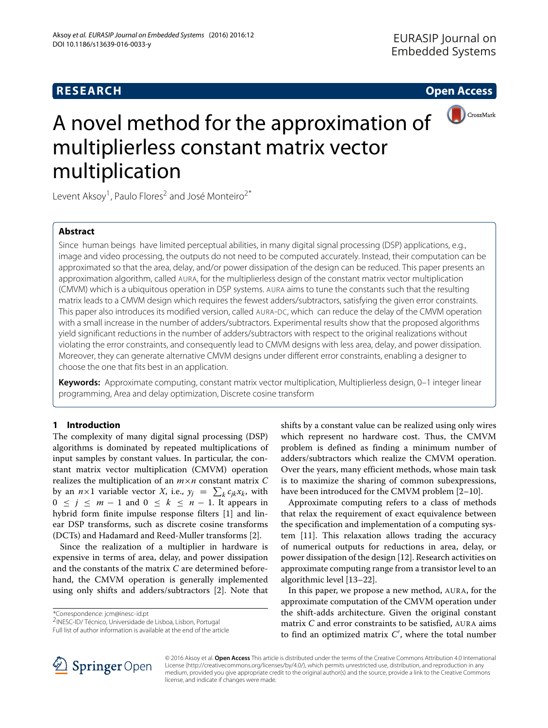RESEARCH

Open Access

# A novel method for the approximation of multiplierless constant matrix vector multiplication

Levent Aksoy[1], Paulo Flores[2] and José Monteiro[2*]

## Abstract

Since human beings have limited perceptual abilities, in many digital signal processing (DSP) applications, e.g., image and video processing, the outputs do not need to be computed accurately. Instead, their computation can be approximated so that the area, delay, and/or power dissipation of the design can be reduced. This paper presents an approximation algorithm, called AURA, for the multiplierless design of the constant matrix vector multiplication (CMVM) which is a ubiquitous operation in DSP systems. AURA aims to tune the constants such that the resulting matrix leads to a CMVM design which requires the fewest adders/subtractors, satisfying the given error constraints. This paper also introduces its modified version, called AURA-DC, which can reduce the delay of the CMVM operation with a small increase in the number of adders/subtractors. Experimental results show that the proposed algorithms yield significant reductions in the number of adders/subtractors with respect to the original realizations without violating the error constraints, and consequently lead to CMVM designs with less area, delay, and power dissipation. Moreover, they can generate alternative CMVM designs under different error constraints, enabling a designer to choose the one that fits best in an application.

**Keywords:** Approximate computing, constant matrix vector multiplication, Multiplierless design, 0–1 integer linear programming, Area and delay optimization, Discrete cosine transform

## 1 Introduction

The complexity of many digital signal processing (DSP) algorithms is dominated by repeated multiplications of input samples by constant values. In particular, the constant matrix vector multiplication (CMVM) operation realizes the multiplication of an $m \times n$ constant matrix $C$ by an $n \times 1$ variable vector $X$, i.e., $y_j = \sum_k c_{jk} x_k$, with $0 \leq j \leq m-1$ and $0 \leq k \leq n-1$. It appears in hybrid form finite impulse response filters [1] and linear DSP transforms, such as discrete cosine transforms (DCTs) and Hadamard and Reed-Muller transforms [2].

Since the realization of a multiplier in hardware is expensive in terms of area, delay, and power dissipation and the constants of the matrix $C$ are determined beforehand, the CMVM operation is generally implemented using only shifts and adders/subtractors [2]. Note that shifts by a constant value can be realized using only wires which represent no hardware cost. Thus, the CMVM problem is defined as finding a minimum number of adders/subtractors which realize the CMVM operation. Over the years, many efficient methods, whose main task is to maximize the sharing of common subexpressions, have been introduced for the CMVM problem [2–10].

Approximate computing refers to a class of methods that relax the requirement of exact equivalence between the specification and implementation of a computing system [11]. This relaxation allows trading the accuracy of numerical outputs for reductions in area, delay, or power dissipation of the design [12]. Research activities on approximate computing range from a transistor level to an algorithmic level [13–22].

In this paper, we propose a new method, AURA, for the approximate computation of the CMVM operation under the shift-adds architecture. Given the original constant matrix $C$ and error constraints to be satisfied, AURA aims to find an optimized matrix $C'$, where the total number

*Correspondence: jcm@inesc-id.pt

[2]INESC-ID/ Técnico, Universidade de Lisboa, Lisbon, Portugal

Full list of author information is available at the end of the article

© 2016 Aksoy et al. **Open Access** This article is distributed under the terms of the Creative Commons Attribution 4.0 International License (http://creativecommons.org/licenses/by/4.0/), which permits unrestricted use, distribution, and reproduction in any medium, provided you give appropriate credit to the original author(s) and the source, provide a link to the Creative Commons license, and indicate if changes were made.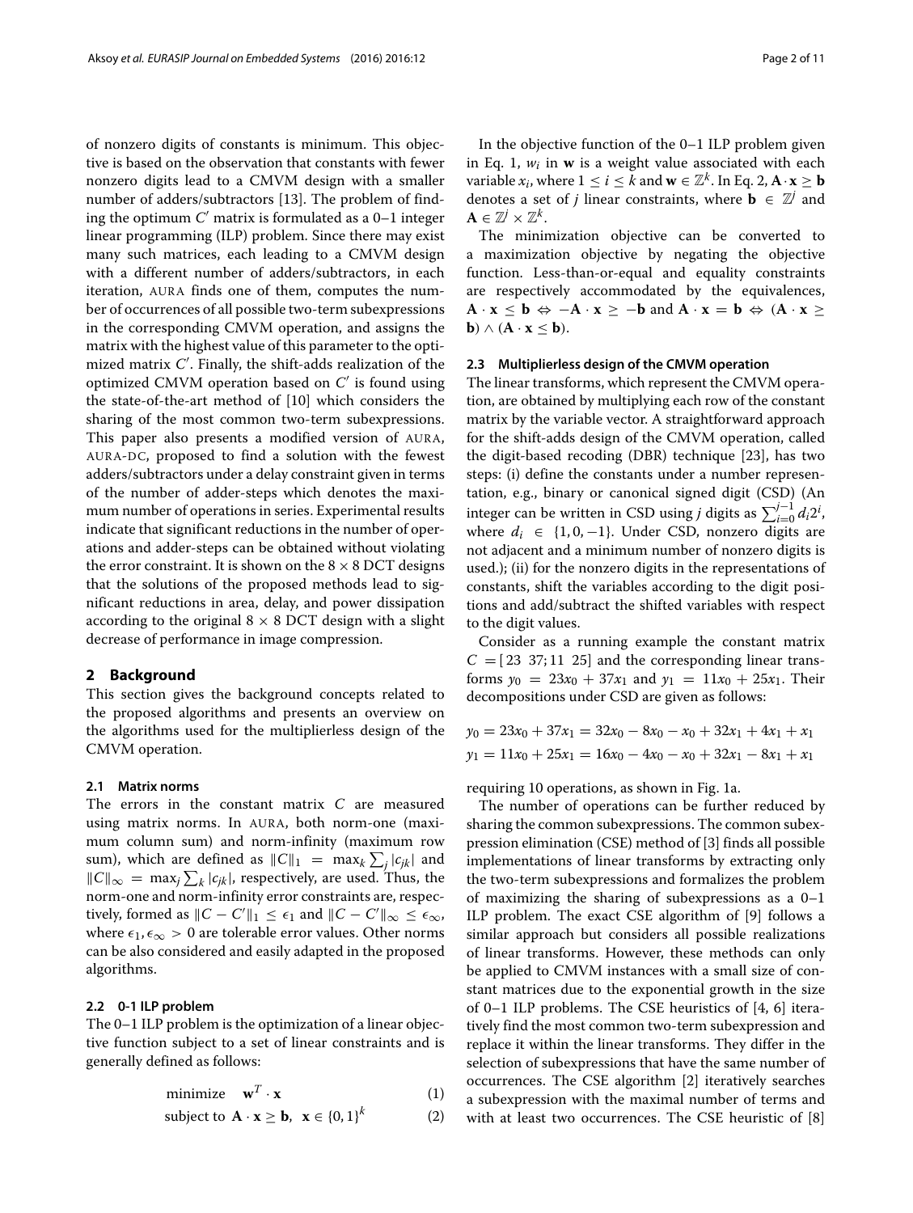of nonzero digits of constants is minimum. This objective is based on the observation that constants with fewer nonzero digits lead to a CMVM design with a smaller number of adders/subtractors [13]. The problem of finding the optimum $C'$ matrix is formulated as a 0–1 integer linear programming (ILP) problem. Since there may exist many such matrices, each leading to a CMVM design with a different number of adders/subtractors, in each iteration, AURA finds one of them, computes the number of occurrences of all possible two-term subexpressions in the corresponding CMVM operation, and assigns the matrix with the highest value of this parameter to the optimized matrix $C'$. Finally, the shift-adds realization of the optimized CMVM operation based on $C'$ is found using the state-of-the-art method of [10] which considers the sharing of the most common two-term subexpressions. This paper also presents a modified version of AURA, AURA-DC, proposed to find a solution with the fewest adders/subtractors under a delay constraint given in terms of the number of adder-steps which denotes the maximum number of operations in series. Experimental results indicate that significant reductions in the number of operations and adder-steps can be obtained without violating the error constraint. It is shown on the $8 \times 8$ DCT designs that the solutions of the proposed methods lead to significant reductions in area, delay, and power dissipation according to the original $8 \times 8$ DCT design with a slight decrease of performance in image compression.

## 2 Background

This section gives the background concepts related to the proposed algorithms and presents an overview on the algorithms used for the multiplierless design of the CMVM operation.

### 2.1 Matrix norms

The errors in the constant matrix $C$ are measured using matrix norms. In AURA, both norm-one (maximum column sum) and norm-infinity (maximum row sum), which are defined as $\|C\|_1 = \max_k \sum_j |c_{jk}|$ and $\|C\|_\infty = \max_j \sum_k |c_{jk}|$, respectively, are used. Thus, the norm-one and norm-infinity error constraints are, respectively, formed as $\|C - C'\|_1 \leq \epsilon_1$ and $\|C - C'\|_\infty \leq \epsilon_\infty$, where $\epsilon_1, \epsilon_\infty > 0$ are tolerable error values. Other norms can be also considered and easily adapted in the proposed algorithms.

### 2.2 0-1 ILP problem

The 0–1 ILP problem is the optimization of a linear objective function subject to a set of linear constraints and is generally defined as follows:

$$\text{minimize} \quad \mathbf{w}^T \cdot \mathbf{x} \tag{1}$$

$$\text{subject to} \ \ \mathbf{A} \cdot \mathbf{x} \geq \mathbf{b}, \ \ \mathbf{x} \in \{0,1\}^k \tag{2}$$

In the objective function of the 0–1 ILP problem given in Eq. 1, $w_i$ in $\mathbf{w}$ is a weight value associated with each variable $x_i$, where $1 \leq i \leq k$ and $\mathbf{w} \in \mathbb{Z}^k$. In Eq. 2, $\mathbf{A} \cdot \mathbf{x} \geq \mathbf{b}$ denotes a set of $j$ linear constraints, where $\mathbf{b} \in \mathbb{Z}^j$ and $\mathbf{A} \in \mathbb{Z}^j \times \mathbb{Z}^k$.

The minimization objective can be converted to a maximization objective by negating the objective function. Less-than-or-equal and equality constraints are respectively accommodated by the equivalences, $\mathbf{A} \cdot \mathbf{x} \leq \mathbf{b} \Leftrightarrow -\mathbf{A} \cdot \mathbf{x} \geq -\mathbf{b}$ and $\mathbf{A} \cdot \mathbf{x} = \mathbf{b} \Leftrightarrow (\mathbf{A} \cdot \mathbf{x} \geq \mathbf{b}) \wedge (\mathbf{A} \cdot \mathbf{x} \leq \mathbf{b})$.

### 2.3 Multiplierless design of the CMVM operation

The linear transforms, which represent the CMVM operation, are obtained by multiplying each row of the constant matrix by the variable vector. A straightforward approach for the shift-adds design of the CMVM operation, called the digit-based recoding (DBR) technique [23], has two steps: (i) define the constants under a number representation, e.g., binary or canonical signed digit (CSD) (An integer can be written in CSD using $j$ digits as $\sum_{i=0}^{j-1} d_i 2^i$, where $d_i \in \{1, 0, -1\}$. Under CSD, nonzero digits are not adjacent and a minimum number of nonzero digits is used.); (ii) for the nonzero digits in the representations of constants, shift the variables according to the digit positions and add/subtract the shifted variables with respect to the digit values.

Consider as a running example the constant matrix $C = [23\ 37; 11\ 25]$ and the corresponding linear transforms $y_0 = 23x_0 + 37x_1$ and $y_1 = 11x_0 + 25x_1$. Their decompositions under CSD are given as follows:

$$y_0 = 23x_0 + 37x_1 = 32x_0 - 8x_0 - x_0 + 32x_1 + 4x_1 + x_1$$

$$y_1 = 11x_0 + 25x_1 = 16x_0 - 4x_0 - x_0 + 32x_1 - 8x_1 + x_1$$

requiring 10 operations, as shown in Fig. 1a.

The number of operations can be further reduced by sharing the common subexpressions. The common subexpression elimination (CSE) method of [3] finds all possible implementations of linear transforms by extracting only the two-term subexpressions and formalizes the problem of maximizing the sharing of subexpressions as a 0–1 ILP problem. The exact CSE algorithm of [9] follows a similar approach but considers all possible realizations of linear transforms. However, these methods can only be applied to CMVM instances with a small size of constant matrices due to the exponential growth in the size of 0–1 ILP problems. The CSE heuristics of [4, 6] iteratively find the most common two-term subexpression and replace it within the linear transforms. They differ in the selection of subexpressions that have the same number of occurrences. The CSE algorithm [2] iteratively searches a subexpression with the maximal number of terms and with at least two occurrences. The CSE heuristic of [8]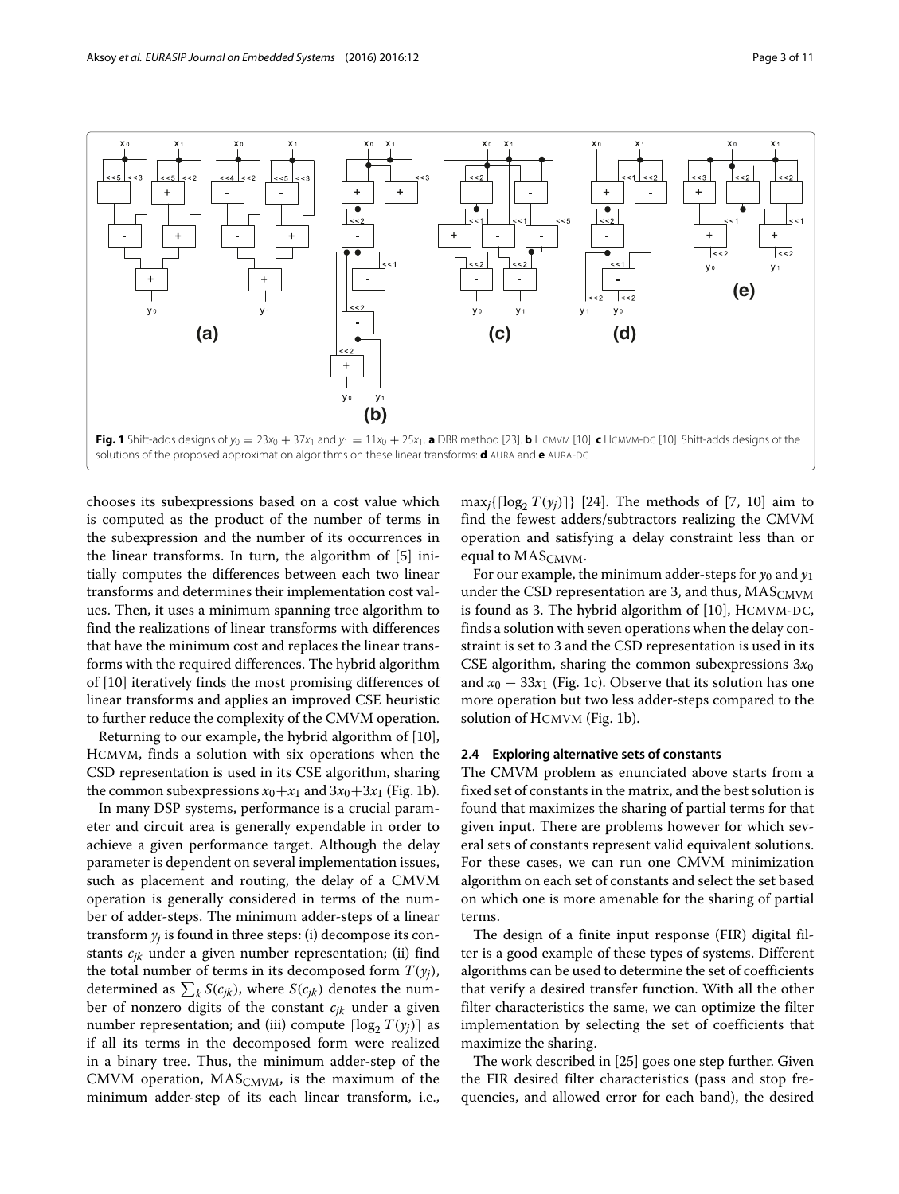**Fig. 1** Shift-adds designs of $y_0 = 23x_0 + 37x_1$ and $y_1 = 11x_0 + 25x_1$. **a** DBR method [23]. **b** HCMVM [10]. **c** HCMVM-DC [10]. Shift-adds designs of the solutions of the proposed approximation algorithms on these linear transforms: **d** AURA and **e** AURA-DC

chooses its subexpressions based on a cost value which is computed as the product of the number of terms in the subexpression and the number of its occurrences in the linear transforms. In turn, the algorithm of [5] initially computes the differences between each two linear transforms and determines their implementation cost values. Then, it uses a minimum spanning tree algorithm to find the realizations of linear transforms with differences that have the minimum cost and replaces the linear transforms with the required differences. The hybrid algorithm of [10] iteratively finds the most promising differences of linear transforms and applies an improved CSE heuristic to further reduce the complexity of the CMVM operation.

Returning to our example, the hybrid algorithm of [10], HCMVM, finds a solution with six operations when the CSD representation is used in its CSE algorithm, sharing the common subexpressions $x_0+x_1$ and $3x_0+3x_1$ (Fig. 1b).

In many DSP systems, performance is a crucial parameter and circuit area is generally expendable in order to achieve a given performance target. Although the delay parameter is dependent on several implementation issues, such as placement and routing, the delay of a CMVM operation is generally considered in terms of the number of adder-steps. The minimum adder-steps of a linear transform $y_j$ is found in three steps: (i) decompose its constants $c_{jk}$ under a given number representation; (ii) find the total number of terms in its decomposed form $T(y_j)$, determined as $\sum_k S(c_{jk})$, where $S(c_{jk})$ denotes the number of nonzero digits of the constant $c_{jk}$ under a given number representation; and (iii) compute $\lceil \log_2 T(y_j) \rceil$ as if all its terms in the decomposed form were realized in a binary tree. Thus, the minimum adder-step of the CMVM operation, $\text{MAS}_{\text{CMVM}}$, is the maximum of the minimum adder-step of its each linear transform, i.e., $\max_j\{\lceil \log_2 T(y_j) \rceil\}$ [24]. The methods of [7, 10] aim to find the fewest adders/subtractors realizing the CMVM operation and satisfying a delay constraint less than or equal to $\text{MAS}_{\text{CMVM}}$.

For our example, the minimum adder-steps for $y_0$ and $y_1$ under the CSD representation are 3, and thus, $\text{MAS}_{\text{CMVM}}$ is found as 3. The hybrid algorithm of [10], HCMVM-DC, finds a solution with seven operations when the delay constraint is set to 3 and the CSD representation is used in its CSE algorithm, sharing the common subexpressions $3x_0$ and $x_0 - 33x_1$ (Fig. 1c). Observe that its solution has one more operation but two less adder-steps compared to the solution of HCMVM (Fig. 1b).

### 2.4 Exploring alternative sets of constants

The CMVM problem as enunciated above starts from a fixed set of constants in the matrix, and the best solution is found that maximizes the sharing of partial terms for that given input. There are problems however for which several sets of constants represent valid equivalent solutions. For these cases, we can run one CMVM minimization algorithm on each set of constants and select the set based on which one is more amenable for the sharing of partial terms.

The design of a finite input response (FIR) digital filter is a good example of these types of systems. Different algorithms can be used to determine the set of coefficients that verify a desired transfer function. With all the other filter characteristics the same, we can optimize the filter implementation by selecting the set of coefficients that maximize the sharing.

The work described in [25] goes one step further. Given the FIR desired filter characteristics (pass and stop frequencies, and allowed error for each band), the desired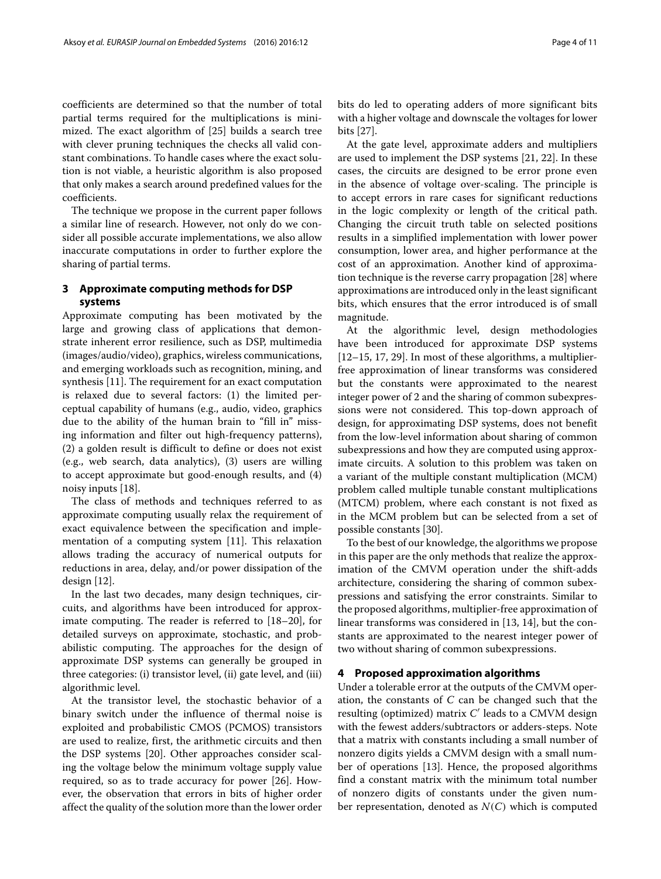coefficients are determined so that the number of total partial terms required for the multiplications is minimized. The exact algorithm of [25] builds a search tree with clever pruning techniques the checks all valid constant combinations. To handle cases where the exact solution is not viable, a heuristic algorithm is also proposed that only makes a search around predefined values for the coefficients.

The technique we propose in the current paper follows a similar line of research. However, not only do we consider all possible accurate implementations, we also allow inaccurate computations in order to further explore the sharing of partial terms.

## 3 Approximate computing methods for DSP systems

Approximate computing has been motivated by the large and growing class of applications that demonstrate inherent error resilience, such as DSP, multimedia (images/audio/video), graphics, wireless communications, and emerging workloads such as recognition, mining, and synthesis [11]. The requirement for an exact computation is relaxed due to several factors: (1) the limited perceptual capability of humans (e.g., audio, video, graphics due to the ability of the human brain to "fill in" missing information and filter out high-frequency patterns), (2) a golden result is difficult to define or does not exist (e.g., web search, data analytics), (3) users are willing to accept approximate but good-enough results, and (4) noisy inputs [18].

The class of methods and techniques referred to as approximate computing usually relax the requirement of exact equivalence between the specification and implementation of a computing system [11]. This relaxation allows trading the accuracy of numerical outputs for reductions in area, delay, and/or power dissipation of the design [12].

In the last two decades, many design techniques, circuits, and algorithms have been introduced for approximate computing. The reader is referred to [18–20], for detailed surveys on approximate, stochastic, and probabilistic computing. The approaches for the design of approximate DSP systems can generally be grouped in three categories: (i) transistor level, (ii) gate level, and (iii) algorithmic level.

At the transistor level, the stochastic behavior of a binary switch under the influence of thermal noise is exploited and probabilistic CMOS (PCMOS) transistors are used to realize, first, the arithmetic circuits and then the DSP systems [20]. Other approaches consider scaling the voltage below the minimum voltage supply value required, so as to trade accuracy for power [26]. However, the observation that errors in bits of higher order affect the quality of the solution more than the lower order bits do led to operating adders of more significant bits with a higher voltage and downscale the voltages for lower bits [27].

At the gate level, approximate adders and multipliers are used to implement the DSP systems [21, 22]. In these cases, the circuits are designed to be error prone even in the absence of voltage over-scaling. The principle is to accept errors in rare cases for significant reductions in the logic complexity or length of the critical path. Changing the circuit truth table on selected positions results in a simplified implementation with lower power consumption, lower area, and higher performance at the cost of an approximation. Another kind of approximation technique is the reverse carry propagation [28] where approximations are introduced only in the least significant bits, which ensures that the error introduced is of small magnitude.

At the algorithmic level, design methodologies have been introduced for approximate DSP systems [12–15, 17, 29]. In most of these algorithms, a multiplier-free approximation of linear transforms was considered but the constants were approximated to the nearest integer power of 2 and the sharing of common subexpressions were not considered. This top-down approach of design, for approximating DSP systems, does not benefit from the low-level information about sharing of common subexpressions and how they are computed using approximate circuits. A solution to this problem was taken on a variant of the multiple constant multiplication (MCM) problem called multiple tunable constant multiplications (MTCM) problem, where each constant is not fixed as in the MCM problem but can be selected from a set of possible constants [30].

To the best of our knowledge, the algorithms we propose in this paper are the only methods that realize the approximation of the CMVM operation under the shift-adds architecture, considering the sharing of common subexpressions and satisfying the error constraints. Similar to the proposed algorithms, multiplier-free approximation of linear transforms was considered in [13, 14], but the constants are approximated to the nearest integer power of two without sharing of common subexpressions.

## 4 Proposed approximation algorithms

Under a tolerable error at the outputs of the CMVM operation, the constants of $C$ can be changed such that the resulting (optimized) matrix $C'$ leads to a CMVM design with the fewest adders/subtractors or adders-steps. Note that a matrix with constants including a small number of nonzero digits yields a CMVM design with a small number of operations [13]. Hence, the proposed algorithms find a constant matrix with the minimum total number of nonzero digits of constants under the given number representation, denoted as $N(C)$ which is computed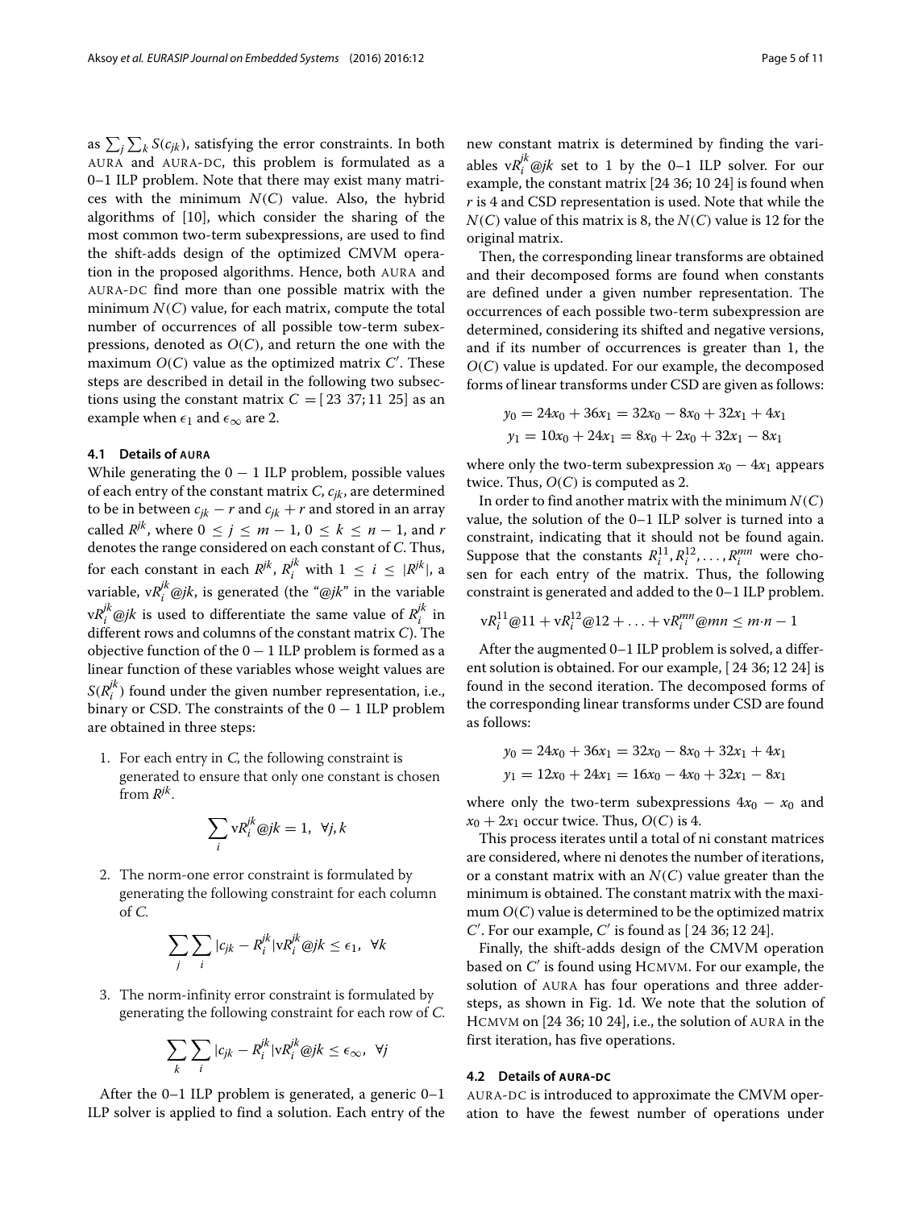as $\sum_j \sum_k S(c_{jk})$, satisfying the error constraints. In both AURA and AURA-DC, this problem is formulated as a 0–1 ILP problem. Note that there may exist many matrices with the minimum $N(C)$ value. Also, the hybrid algorithms of [10], which consider the sharing of the most common two-term subexpressions, are used to find the shift-adds design of the optimized CMVM operation in the proposed algorithms. Hence, both AURA and AURA-DC find more than one possible matrix with the minimum $N(C)$ value, for each matrix, compute the total number of occurrences of all possible tow-term subexpressions, denoted as $O(C)$, and return the one with the maximum $O(C)$ value as the optimized matrix $C'$. These steps are described in detail in the following two subsections using the constant matrix $C = [23\ 37; 11\ 25]$ as an example when $\epsilon_1$ and $\epsilon_\infty$ are 2.

### 4.1 Details of AURA

While generating the $0-1$ ILP problem, possible values of each entry of the constant matrix $C$, $c_{jk}$, are determined to be in between $c_{jk} - r$ and $c_{jk} + r$ and stored in an array called $R^{jk}$, where $0 \leq j \leq m-1$, $0 \leq k \leq n-1$, and $r$ denotes the range considered on each constant of $C$. Thus, for each constant in each $R^{jk}$, $R_i^{jk}$ with $1 \leq i \leq |R^{jk}|$, a variable, $\text{v}R_i^{jk}@jk$, is generated (the "$@jk$" in the variable $\text{v}R_i^{jk}@jk$ is used to differentiate the same value of $R_i^{jk}$ in different rows and columns of the constant matrix $C$). The objective function of the $0-1$ ILP problem is formed as a linear function of these variables whose weight values are $S(R_i^{jk})$ found under the given number representation, i.e., binary or CSD. The constraints of the $0-1$ ILP problem are obtained in three steps:

1. For each entry in $C$, the following constraint is generated to ensure that only one constant is chosen from $R^{jk}$.

$$\sum_i \text{v}R_i^{jk}@jk = 1, \ \ \forall j, k$$

2. The norm-one error constraint is formulated by generating the following constraint for each column of $C$.

$$\sum_j \sum_i |c_{jk} - R_i^{jk}| \text{v}R_i^{jk}@jk \leq \epsilon_1, \ \ \forall k$$

3. The norm-infinity error constraint is formulated by generating the following constraint for each row of $C$.

$$\sum_k \sum_i |c_{jk} - R_i^{jk}| \text{v}R_i^{jk}@jk \leq \epsilon_\infty, \ \ \forall j$$

After the 0–1 ILP problem is generated, a generic 0–1 ILP solver is applied to find a solution. Each entry of the new constant matrix is determined by finding the variables $\text{v}R_i^{jk}@jk$ set to 1 by the 0–1 ILP solver. For our example, the constant matrix [24 36; 10 24] is found when $r$ is 4 and CSD representation is used. Note that while the $N(C)$ value of this matrix is 8, the $N(C)$ value is 12 for the original matrix.

Then, the corresponding linear transforms are obtained and their decomposed forms are found when constants are defined under a given number representation. The occurrences of each possible two-term subexpression are determined, considering its shifted and negative versions, and if its number of occurrences is greater than 1, the $O(C)$ value is updated. For our example, the decomposed forms of linear transforms under CSD are given as follows:

$$y_0 = 24x_0 + 36x_1 = 32x_0 - 8x_0 + 32x_1 + 4x_1$$
$$y_1 = 10x_0 + 24x_1 = 8x_0 + 2x_0 + 32x_1 - 8x_1$$

where only the two-term subexpression $x_0 - 4x_1$ appears twice. Thus, $O(C)$ is computed as 2.

In order to find another matrix with the minimum $N(C)$ value, the solution of the 0–1 ILP solver is turned into a constraint, indicating that it should not be found again. Suppose that the constants $R_i^{11}, R_i^{12}, \ldots, R_i^{mn}$ were chosen for each entry of the matrix. Thus, the following constraint is generated and added to the 0–1 ILP problem.

$$\text{v}R_i^{11}@11 + \text{v}R_i^{12}@12 + \ldots + \text{v}R_i^{mn}@mn \leq m \cdot n - 1$$

After the augmented 0–1 ILP problem is solved, a different solution is obtained. For our example, [24 36; 12 24] is found in the second iteration. The decomposed forms of the corresponding linear transforms under CSD are found as follows:

$$y_0 = 24x_0 + 36x_1 = 32x_0 - 8x_0 + 32x_1 + 4x_1$$
$$y_1 = 12x_0 + 24x_1 = 16x_0 - 4x_0 + 32x_1 - 8x_1$$

where only the two-term subexpressions $4x_0 - x_0$ and $x_0 + 2x_1$ occur twice. Thus, $O(C)$ is 4.

This process iterates until a total of ni constant matrices are considered, where ni denotes the number of iterations, or a constant matrix with an $N(C)$ value greater than the minimum is obtained. The constant matrix with the maximum $O(C)$ value is determined to be the optimized matrix $C'$. For our example, $C'$ is found as [24 36; 12 24].

Finally, the shift-adds design of the CMVM operation based on $C'$ is found using HCMVM. For our example, the solution of AURA has four operations and three adder-steps, as shown in Fig. 1d. We note that the solution of HCMVM on [24 36; 10 24], i.e., the solution of AURA in the first iteration, has five operations.

### 4.2 Details of AURA-DC

AURA-DC is introduced to approximate the CMVM operation to have the fewest number of operations under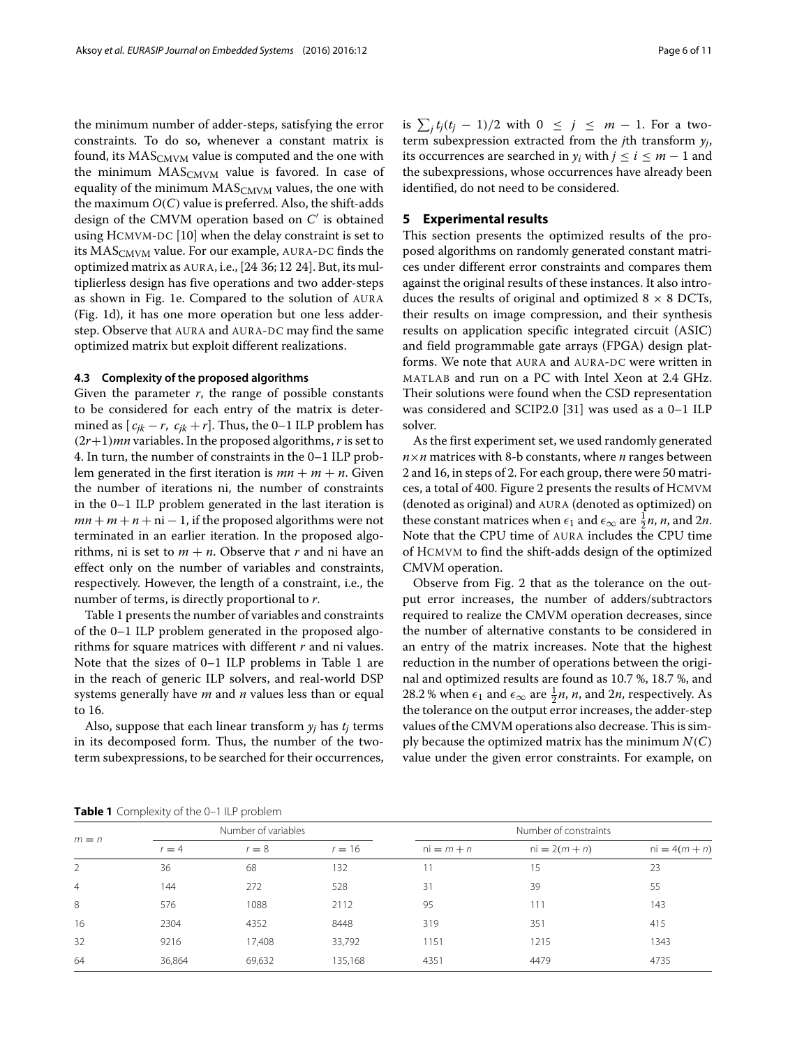the minimum number of adder-steps, satisfying the error constraints. To do so, whenever a constant matrix is found, its $\text{MAS}_{\text{CMVM}}$ value is computed and the one with the minimum $\text{MAS}_{\text{CMVM}}$ value is favored. In case of equality of the minimum $\text{MAS}_{\text{CMVM}}$ values, the one with the maximum $O(C)$ value is preferred. Also, the shift-adds design of the CMVM operation based on $C'$ is obtained using HCMVM-DC [10] when the delay constraint is set to its $\text{MAS}_{\text{CMVM}}$ value. For our example, AURA-DC finds the optimized matrix as AURA, i.e., [24 36; 12 24]. But, its multiplierless design has five operations and two adder-steps as shown in Fig. 1e. Compared to the solution of AURA (Fig. 1d), it has one more operation but one less adder-step. Observe that AURA and AURA-DC may find the same optimized matrix but exploit different realizations.

### 4.3 Complexity of the proposed algorithms

Given the parameter $r$, the range of possible constants to be considered for each entry of the matrix is determined as $[c_{jk} - r, \; c_{jk} + r]$. Thus, the 0–1 ILP problem has $(2r+1)mn$ variables. In the proposed algorithms, $r$ is set to 4. In turn, the number of constraints in the 0–1 ILP problem generated in the first iteration is $mn + m + n$. Given the number of iterations ni, the number of constraints in the 0–1 ILP problem generated in the last iteration is $mn + m + n + \text{ni} - 1$, if the proposed algorithms were not terminated in an earlier iteration. In the proposed algorithms, ni is set to $m + n$. Observe that $r$ and ni have an effect only on the number of variables and constraints, respectively. However, the length of a constraint, i.e., the number of terms, is directly proportional to $r$.

Table 1 presents the number of variables and constraints of the 0–1 ILP problem generated in the proposed algorithms for square matrices with different $r$ and ni values. Note that the sizes of 0–1 ILP problems in Table 1 are in the reach of generic ILP solvers, and real-world DSP systems generally have $m$ and $n$ values less than or equal to 16.

Also, suppose that each linear transform $y_j$ has $t_j$ terms in its decomposed form. Thus, the number of the two-term subexpressions, to be searched for their occurrences, is $\sum_j t_j(t_j - 1)/2$ with $0 \leq j \leq m-1$. For a two-term subexpression extracted from the $j$th transform $y_j$, its occurrences are searched in $y_i$ with $j \leq i \leq m-1$ and the subexpressions, whose occurrences have already been identified, do not need to be considered.

## 5 Experimental results

This section presents the optimized results of the proposed algorithms on randomly generated constant matrices under different error constraints and compares them against the original results of these instances. It also introduces the results of original and optimized $8 \times 8$ DCTs, their results on image compression, and their synthesis results on application specific integrated circuit (ASIC) and field programmable gate arrays (FPGA) design platforms. We note that AURA and AURA-DC were written in MATLAB and run on a PC with Intel Xeon at 2.4 GHz. Their solutions were found when the CSD representation was considered and SCIP2.0 [31] was used as a 0–1 ILP solver.

As the first experiment set, we used randomly generated $n \times n$ matrices with 8-b constants, where $n$ ranges between 2 and 16, in steps of 2. For each group, there were 50 matrices, a total of 400. Figure 2 presents the results of HCMVM (denoted as original) and AURA (denoted as optimized) on these constant matrices when $\epsilon_1$ and $\epsilon_\infty$ are $\frac{1}{2}n$, $n$, and $2n$. Note that the CPU time of AURA includes the CPU time of HCMVM to find the shift-adds design of the optimized CMVM operation.

Observe from Fig. 2 that as the tolerance on the output error increases, the number of adders/subtractors required to realize the CMVM operation decreases, since the number of alternative constants to be considered in an entry of the matrix increases. Note that the highest reduction in the number of operations between the original and optimized results are found as 10.7 %, 18.7 %, and 28.2 % when $\epsilon_1$ and $\epsilon_\infty$ are $\frac{1}{2}n$, $n$, and $2n$, respectively. As the tolerance on the output error increases, the adder-step values of the CMVM operations also decrease. This is simply because the optimized matrix has the minimum $N(C)$ value under the given error constraints. For example, on

**Table 1** Complexity of the 0–1 ILP problem

| $m = n$ | Number of variables | | | Number of constraints | | |
|---|---|---|---|---|---|---|
| | $r = 4$ | $r = 8$ | $r = 16$ | $\text{ni} = m + n$ | $\text{ni} = 2(m + n)$ | $\text{ni} = 4(m + n)$ |
| 2 | 36 | 68 | 132 | 11 | 15 | 23 |
| 4 | 144 | 272 | 528 | 31 | 39 | 55 |
| 8 | 576 | 1088 | 2112 | 95 | 111 | 143 |
| 16 | 2304 | 4352 | 8448 | 319 | 351 | 415 |
| 32 | 9216 | 17,408 | 33,792 | 1151 | 1215 | 1343 |
| 64 | 36,864 | 69,632 | 135,168 | 4351 | 4479 | 4735 |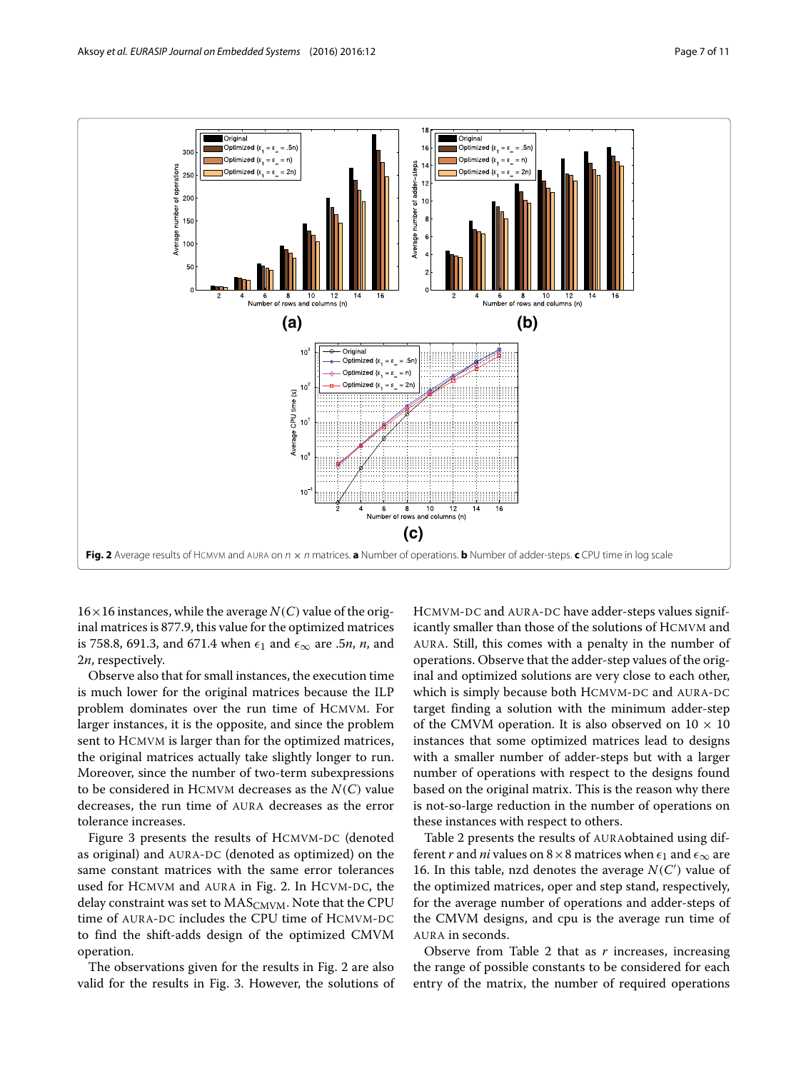**Fig. 2** Average results of HCMVM and AURA on $n \times n$ matrices. **a** Number of operations. **b** Number of adder-steps. **c** CPU time in log scale

$16 \times 16$ instances, while the average $N(C)$ value of the original matrices is 877.9, this value for the optimized matrices is 758.8, 691.3, and 671.4 when $\epsilon_1$ and $\epsilon_\infty$ are $.5n$, $n$, and $2n$, respectively.

Observe also that for small instances, the execution time is much lower for the original matrices because the ILP problem dominates over the run time of HCMVM. For larger instances, it is the opposite, and since the problem sent to HCMVM is larger than for the optimized matrices, the original matrices actually take slightly longer to run. Moreover, since the number of two-term subexpressions to be considered in HCMVM decreases as the $N(C)$ value decreases, the run time of AURA decreases as the error tolerance increases.

Figure 3 presents the results of HCMVM-DC (denoted as original) and AURA-DC (denoted as optimized) on the same constant matrices with the same error tolerances used for HCMVM and AURA in Fig. 2. In HCVM-DC, the delay constraint was set to $\text{MAS}_{\text{CMVM}}$. Note that the CPU time of AURA-DC includes the CPU time of HCMVM-DC to find the shift-adds design of the optimized CMVM operation.

The observations given for the results in Fig. 2 are also valid for the results in Fig. 3. However, the solutions of HCMVM-DC and AURA-DC have adder-steps values significantly smaller than those of the solutions of HCMVM and AURA. Still, this comes with a penalty in the number of operations. Observe that the adder-step values of the original and optimized solutions are very close to each other, which is simply because both HCMVM-DC and AURA-DC target finding a solution with the minimum adder-step of the CMVM operation. It is also observed on $10 \times 10$ instances that some optimized matrices lead to designs with a smaller number of adder-steps but with a larger number of operations with respect to the designs found based on the original matrix. This is the reason why there is not-so-large reduction in the number of operations on these instances with respect to others.

Table 2 presents the results of AURAobtained using different $r$ and $ni$ values on $8 \times 8$ matrices when $\epsilon_1$ and $\epsilon_\infty$ are 16. In this table, nzd denotes the average $N(C')$ value of the optimized matrices, oper and step stand, respectively, for the average number of operations and adder-steps of the CMVM designs, and cpu is the average run time of AURA in seconds.

Observe from Table 2 that as $r$ increases, increasing the range of possible constants to be considered for each entry of the matrix, the number of required operations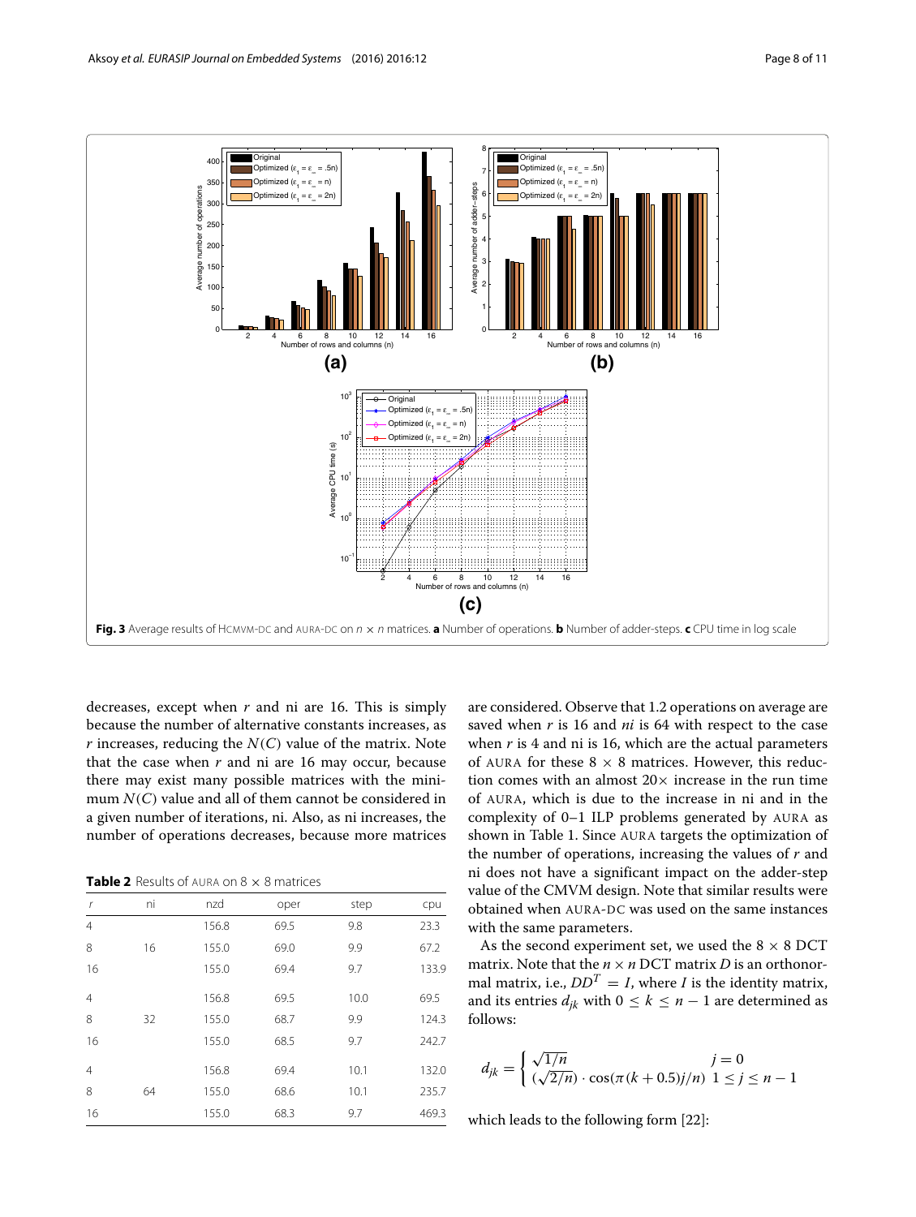**Fig. 3** Average results of HCMVM-DC and AURA-DC on $n \times n$ matrices. **a** Number of operations. **b** Number of adder-steps. **c** CPU time in log scale

decreases, except when $r$ and ni are 16. This is simply because the number of alternative constants increases, as $r$ increases, reducing the $N(C)$ value of the matrix. Note that the case when $r$ and ni are 16 may occur, because there may exist many possible matrices with the minimum $N(C)$ value and all of them cannot be considered in a given number of iterations, ni. Also, as ni increases, the number of operations decreases, because more matrices are considered. Observe that 1.2 operations on average are saved when $r$ is 16 and $ni$ is 64 with respect to the case when $r$ is 4 and ni is 16, which are the actual parameters of AURA for these $8 \times 8$ matrices. However, this reduction comes with an almost 20× increase in the run time of AURA, which is due to the increase in ni and in the complexity of 0–1 ILP problems generated by AURA as shown in Table 1. Since AURA targets the optimization of the number of operations, increasing the values of $r$ and ni does not have a significant impact on the adder-step value of the CMVM design. Note that similar results were obtained when AURA-DC was used on the same instances with the same parameters.

**Table 2** Results of AURA on $8 \times 8$ matrices

| r | ni | nzd | oper | step | cpu |
|---|---|---|---|---|---|
| 4 | | 156.8 | 69.5 | 9.8 | 23.3 |
| 8 | 16 | 155.0 | 69.0 | 9.9 | 67.2 |
| 16 | | 155.0 | 69.4 | 9.7 | 133.9 |
| 4 | | 156.8 | 69.5 | 10.0 | 69.5 |
| 8 | 32 | 155.0 | 68.7 | 9.9 | 124.3 |
| 16 | | 155.0 | 68.5 | 9.7 | 242.7 |
| 4 | | 156.8 | 69.4 | 10.1 | 132.0 |
| 8 | 64 | 155.0 | 68.6 | 10.1 | 235.7 |
| 16 | | 155.0 | 68.3 | 9.7 | 469.3 |

As the second experiment set, we used the $8 \times 8$ DCT matrix. Note that the $n \times n$ DCT matrix $D$ is an orthonormal matrix, i.e., $DD^T = I$, where $I$ is the identity matrix, and its entries $d_{jk}$ with $0 \leq k \leq n-1$ are determined as follows:

$$d_{jk} = \begin{cases} \sqrt{1/n} & j = 0 \\ (\sqrt{2/n}) \cdot \cos(\pi(k+0.5)j/n) & 1 \leq j \leq n-1 \end{cases}$$

which leads to the following form [22]: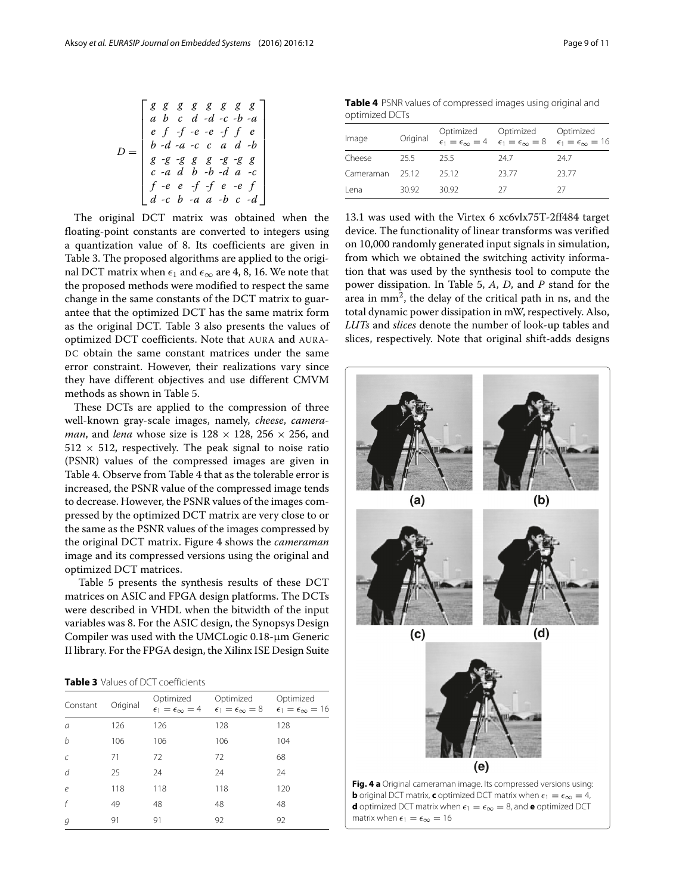$$
D = \begin{bmatrix} g & g & g & g & g & g & g & g \\ a & b & c & d & -d & -c & -b & -a \\ e & f & -f & -e & -e & -f & f & e \\ b & -d & -a & -c & c & a & d & -b \\ g & -g & -g & g & g & -g & -g & g \\ c & -a & d & b & -b & -d & a & -c \\ f & -e & e & -f & -f & e & -e & f \\ d & -c & b & -a & a & -b & c & -d \end{bmatrix}
$$

The original DCT matrix was obtained when the floating-point constants are converted to integers using a quantization value of 8. Its coefficients are given in Table 3. The proposed algorithms are applied to the original DCT matrix when $\epsilon_1$ and $\epsilon_\infty$ are 4, 8, 16. We note that the proposed methods were modified to respect the same change in the same constants of the DCT matrix to guarantee that the optimized DCT has the same matrix form as the original DCT. Table 3 also presents the values of optimized DCT coefficients. Note that AURA and AURA-DC obtain the same constant matrices under the same error constraint. However, their realizations vary since they have different objectives and use different CMVM methods as shown in Table 5.

These DCTs are applied to the compression of three well-known gray-scale images, namely, *cheese*, *cameraman*, and *lena* whose size is 128 × 128, 256 × 256, and 512 × 512, respectively. The peak signal to noise ratio (PSNR) values of the compressed images are given in Table 4. Observe from Table 4 that as the tolerable error is increased, the PSNR value of the compressed image tends to decrease. However, the PSNR values of the images compressed by the optimized DCT matrix are very close to or the same as the PSNR values of the images compressed by the original DCT matrix. Figure 4 shows the *cameraman* image and its compressed versions using the original and optimized DCT matrices.

Table 5 presents the synthesis results of these DCT matrices on ASIC and FPGA design platforms. The DCTs were described in VHDL when the bitwidth of the input variables was 8. For the ASIC design, the Synopsys Design Compiler was used with the UMCLogic 0.18-μm Generic II library. For the FPGA design, the Xilinx ISE Design Suite 13.1 was used with the Virtex 6 xc6vlx75T-2ff484 target device. The functionality of linear transforms was verified on 10,000 randomly generated input signals in simulation, from which we obtained the switching activity information that was used by the synthesis tool to compute the power dissipation. In Table 5, *A*, *D*, and *P* stand for the area in mm$^2$, the delay of the critical path in ns, and the total dynamic power dissipation in mW, respectively. Also, *LUTs* and *slices* denote the number of look-up tables and slices, respectively. Note that original shift-adds designs

**Table 3** Values of DCT coefficients

| Constant | Original | Optimized $\epsilon_1 = \epsilon_\infty = 4$ | Optimized $\epsilon_1 = \epsilon_\infty = 8$ | Optimized $\epsilon_1 = \epsilon_\infty = 16$ |
|---|---|---|---|---|
| *a* | 126 | 126 | 128 | 128 |
| *b* | 106 | 106 | 106 | 104 |
| *c* | 71 | 72 | 72 | 68 |
| *d* | 25 | 24 | 24 | 24 |
| *e* | 118 | 118 | 118 | 120 |
| *f* | 49 | 48 | 48 | 48 |
| *g* | 91 | 91 | 92 | 92 |

**Table 4** PSNR values of compressed images using original and optimized DCTs

| Image | Original | Optimized $\epsilon_1 = \epsilon_\infty = 4$ | Optimized $\epsilon_1 = \epsilon_\infty = 8$ | Optimized $\epsilon_1 = \epsilon_\infty = 16$ |
|---|---|---|---|---|
| Cheese | 25.5 | 25.5 | 24.7 | 24.7 |
| Cameraman | 25.12 | 25.12 | 23.77 | 23.77 |
| Lena | 30.92 | 30.92 | 27 | 27 |

**Fig. 4 a** Original cameraman image. Its compressed versions using: **b** original DCT matrix, **c** optimized DCT matrix when $\epsilon_1 = \epsilon_\infty = 4$, **d** optimized DCT matrix when $\epsilon_1 = \epsilon_\infty = 8$, and **e** optimized DCT matrix when $\epsilon_1 = \epsilon_\infty = 16$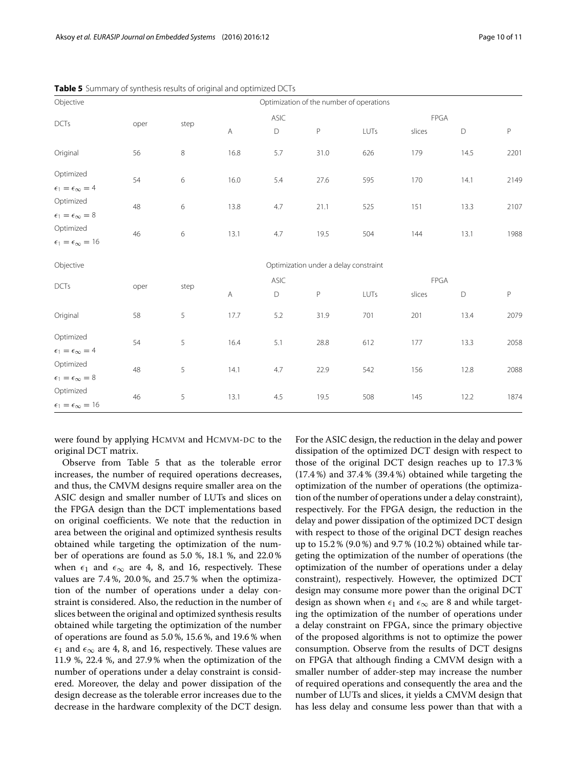**Table 5** Summary of synthesis results of original and optimized DCTs

| Objective | Optimization of the number of operations | | | | | | | | |
|---|---|---|---|---|---|---|---|---|---|
| DCTs | oper | step | ASIC | | | FPGA | | | |
| | | | A | D | P | LUTs | slices | D | P |
| Original | 56 | 8 | 16.8 | 5.7 | 31.0 | 626 | 179 | 14.5 | 2201 |
| Optimized $\epsilon_1 = \epsilon_\infty = 4$ | 54 | 6 | 16.0 | 5.4 | 27.6 | 595 | 170 | 14.1 | 2149 |
| Optimized $\epsilon_1 = \epsilon_\infty = 8$ | 48 | 6 | 13.8 | 4.7 | 21.1 | 525 | 151 | 13.3 | 2107 |
| Optimized $\epsilon_1 = \epsilon_\infty = 16$ | 46 | 6 | 13.1 | 4.7 | 19.5 | 504 | 144 | 13.1 | 1988 |
| **Objective** | **Optimization under a delay constraint** | | | | | | | | |
| DCTs | oper | step | ASIC | | | FPGA | | | |
| | | | A | D | P | LUTs | slices | D | P |
| Original | 58 | 5 | 17.7 | 5.2 | 31.9 | 701 | 201 | 13.4 | 2079 |
| Optimized $\epsilon_1 = \epsilon_\infty = 4$ | 54 | 5 | 16.4 | 5.1 | 28.8 | 612 | 177 | 13.3 | 2058 |
| Optimized $\epsilon_1 = \epsilon_\infty = 8$ | 48 | 5 | 14.1 | 4.7 | 22.9 | 542 | 156 | 12.8 | 2088 |
| Optimized $\epsilon_1 = \epsilon_\infty = 16$ | 46 | 5 | 13.1 | 4.5 | 19.5 | 508 | 145 | 12.2 | 1874 |

were found by applying HCMVM and HCMVM-DC to the original DCT matrix.

Observe from Table 5 that as the tolerable error increases, the number of required operations decreases, and thus, the CMVM designs require smaller area on the ASIC design and smaller number of LUTs and slices on the FPGA design than the DCT implementations based on original coefficients. We note that the reduction in area between the original and optimized synthesis results obtained while targeting the optimization of the number of operations are found as 5.0 %, 18.1 %, and 22.0 % when $\epsilon_1$ and $\epsilon_\infty$ are 4, 8, and 16, respectively. These values are 7.4 %, 20.0 %, and 25.7 % when the optimization of the number of operations under a delay constraint is considered. Also, the reduction in the number of slices between the original and optimized synthesis results obtained while targeting the optimization of the number of operations are found as 5.0 %, 15.6 %, and 19.6 % when $\epsilon_1$ and $\epsilon_\infty$ are 4, 8, and 16, respectively. These values are 11.9 %, 22.4 %, and 27.9 % when the optimization of the number of operations under a delay constraint is considered. Moreover, the delay and power dissipation of the design decrease as the tolerable error increases due to the decrease in the hardware complexity of the DCT design. For the ASIC design, the reduction in the delay and power dissipation of the optimized DCT design with respect to those of the original DCT design reaches up to 17.3 % (17.4 %) and 37.4 % (39.4 %) obtained while targeting the optimization of the number of operations (the optimization of the number of operations under a delay constraint), respectively. For the FPGA design, the reduction in the delay and power dissipation of the optimized DCT design with respect to those of the original DCT design reaches up to 15.2 % (9.0 %) and 9.7 % (10.2 %) obtained while targeting the optimization of the number of operations (the optimization of the number of operations under a delay constraint), respectively. However, the optimized DCT design may consume more power than the original DCT design as shown when $\epsilon_1$ and $\epsilon_\infty$ are 8 and while targeting the optimization of the number of operations under a delay constraint on FPGA, since the primary objective of the proposed algorithms is not to optimize the power consumption. Observe from the results of DCT designs on FPGA that although finding a CMVM design with a smaller number of adder-step may increase the number of required operations and consequently the area and the number of LUTs and slices, it yields a CMVM design that has less delay and consume less power than that with a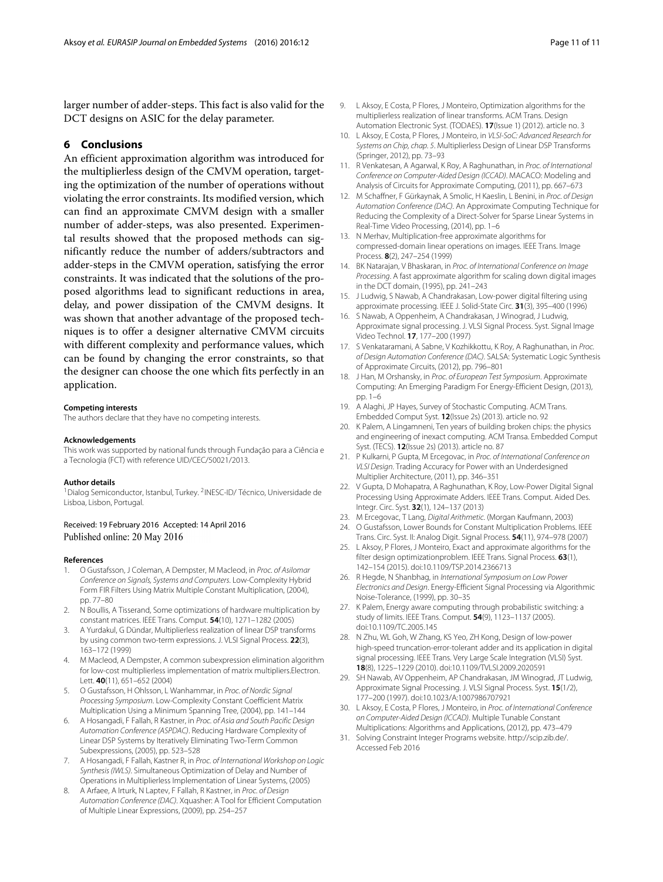larger number of adder-steps. This fact is also valid for the DCT designs on ASIC for the delay parameter.

## 6 Conclusions

An efficient approximation algorithm was introduced for the multiplierless design of the CMVM operation, targeting the optimization of the number of operations without violating the error constraints. Its modified version, which can find an approximate CMVM design with a smaller number of adder-steps, was also presented. Experimental results showed that the proposed methods can significantly reduce the number of adders/subtractors and adder-steps in the CMVM operation, satisfying the error constraints. It was indicated that the solutions of the proposed algorithms lead to significant reductions in area, delay, and power dissipation of the CMVM designs. It was shown that another advantage of the proposed techniques is to offer a designer alternative CMVM circuits with different complexity and performance values, which can be found by changing the error constraints, so that the designer can choose the one which fits perfectly in an application.

#### Competing interests

The authors declare that they have no competing interests.

#### Acknowledgements

This work was supported by national funds through Fundação para a Ciência e a Tecnologia (FCT) with reference UID/CEC/50021/2013.

#### Author details

[1]Dialog Semiconductor, Istanbul, Turkey. [2]INESC-ID/ Técnico, Universidade de Lisboa, Lisbon, Portugal.

Received: 19 February 2016 Accepted: 14 April 2016
Published online: 20 May 2016

#### References

1. O Gustafsson, J Coleman, A Dempster, M Macleod, in *Proc. of Asilomar Conference on Signals, Systems and Computers*. Low-Complexity Hybrid Form FIR Filters Using Matrix Multiple Constant Multiplication, (2004), pp. 77–80
2. N Boullis, A Tisserand, Some optimizations of hardware multiplication by constant matrices. IEEE Trans. Comput. **54**(10), 1271–1282 (2005)
3. A Yurdakul, G Dündar, Multiplierless realization of linear DSP transforms by using common two-term expressions. J. VLSI Signal Process. **22**(3), 163–172 (1999)
4. M Macleod, A Dempster, A common subexpression elimination algorithm for low-cost multiplierless implementation of matrix multipliers.Electron. Lett. **40**(11), 651–652 (2004)
5. O Gustafsson, H Ohlsson, L Wanhammar, in *Proc. of Nordic Signal Processing Symposium*. Low-Complexity Constant Coefficient Matrix Multiplication Using a Minimum Spanning Tree, (2004), pp. 141–144
6. A Hosangadi, F Fallah, R Kastner, in *Proc. of Asia and South Pacific Design Automation Conference (ASPDAC)*. Reducing Hardware Complexity of Linear DSP Systems by Iteratively Eliminating Two-Term Common Subexpressions, (2005), pp. 523–528
7. A Hosangadi, F Fallah, Kastner R, in *Proc. of International Workshop on Logic Synthesis (IWLS)*. Simultaneous Optimization of Delay and Number of Operations in Multiplierless Implementation of Linear Systems, (2005)
8. A Arfaee, A Irturk, N Laptev, F Fallah, R Kastner, in *Proc. of Design Automation Conference (DAC)*. Xquasher: A Tool for Efficient Computation of Multiple Linear Expressions, (2009), pp. 254–257
9. L Aksoy, E Costa, P Flores, J Monteiro, Optimization algorithms for the multiplierless realization of linear transforms. ACM Trans. Design Automation Electronic Syst. (TODAES). **17**(Issue 1) (2012). article no. 3
10. L Aksoy, E Costa, P Flores, J Monteiro, in *VLSI-SoC: Advanced Research for Systems on Chip, chap. 5*. Multiplierless Design of Linear DSP Transforms (Springer, 2012), pp. 73–93
11. R Venkatesan, A Agarwal, K Roy, A Raghunathan, in *Proc. of International Conference on Computer-Aided Design (ICCAD)*. MACACO: Modeling and Analysis of Circuits for Approximate Computing, (2011), pp. 667–673
12. M Schaffner, F Gürkaynak, A Smolic, H Kaeslin, L Benini, in *Proc. of Design Automation Conference (DAC)*. An Approximate Computing Technique for Reducing the Complexity of a Direct-Solver for Sparse Linear Systems in Real-Time Video Processing, (2014), pp. 1–6
13. N Merhav, Multiplication-free approximate algorithms for compressed-domain linear operations on images. IEEE Trans. Image Process. **8**(2), 247–254 (1999)
14. BK Natarajan, V Bhaskaran, in *Proc. of International Conference on Image Processing*. A fast approximate algorithm for scaling down digital images in the DCT domain, (1995), pp. 241–243
15. J Ludwig, S Nawab, A Chandrakasan, Low-power digital filtering using approximate processing. IEEE J. Solid-State Circ. **31**(3), 395–400 (1996)
16. S Nawab, A Oppenheim, A Chandrakasan, J Winograd, J Ludwig, Approximate signal processing. J. VLSI Signal Process. Syst. Signal Image Video Technol. **17**, 177–200 (1997)
17. S Venkataramani, A Sabne, V Kozhikkottu, K Roy, A Raghunathan, in *Proc. of Design Automation Conference (DAC)*. SALSA: Systematic Logic Synthesis of Approximate Circuits, (2012), pp. 796–801
18. J Han, M Orshansky, in *Proc. of European Test Symposium*. Approximate Computing: An Emerging Paradigm For Energy-Efficient Design, (2013), pp. 1–6
19. A Alaghi, JP Hayes, Survey of Stochastic Computing. ACM Trans. Embedded Comput Syst. **12**(Issue 2s) (2013). article no. 92
20. K Palem, A Lingamneni, Ten years of building broken chips: the physics and engineering of inexact computing. ACM Transa. Embedded Comput Syst. (TECS). **12**(Issue 2s) (2013). article no. 87
21. P Kulkarni, P Gupta, M Ercegovac, in *Proc. of International Conference on VLSI Design*. Trading Accuracy for Power with an Underdesigned Multiplier Architecture, (2011), pp. 346–351
22. V Gupta, D Mohapatra, A Raghunathan, K Roy, Low-Power Digital Signal Processing Using Approximate Adders. IEEE Trans. Comput. Aided Des. Integr. Circ. Syst. **32**(1), 124–137 (2013)
23. M Ercegovac, T Lang, *Digital Arithmetic*. (Morgan Kaufmann, 2003)
24. O Gustafsson, Lower Bounds for Constant Multiplication Problems. IEEE Trans. Circ. Syst. II: Analog Digit. Signal Process. **54**(11), 974–978 (2007)
25. L Aksoy, P Flores, J Monteiro, Exact and approximate algorithms for the filter design optimizationproblem. IEEE Trans. Signal Process. **63**(1), 142–154 (2015). doi:10.1109/TSP.2014.2366713
26. R Hegde, N Shanbhag, in *International Symposium on Low Power Electronics and Design*. Energy-Efficient Signal Processing via Algorithmic Noise-Tolerance, (1999), pp. 30–35
27. K Palem, Energy aware computing through probabilistic switching: a study of limits. IEEE Trans. Comput. **54**(9), 1123–1137 (2005). doi:10.1109/TC.2005.145
28. N Zhu, WL Goh, W Zhang, KS Yeo, ZH Kong, Design of low-power high-speed truncation-error-tolerant adder and its application in digital signal processing. IEEE Trans. Very Large Scale Integration (VLSI) Syst. **18**(8), 1225–1229 (2010). doi:10.1109/TVLSI.2009.2020591
29. SH Nawab, AV Oppenheim, AP Chandrakasan, JM Winograd, JT Ludwig, Approximate Signal Processing. J. VLSI Signal Process. Syst. **15**(1/2), 177–200 (1997). doi:10.1023/A:1007986707921
30. L Aksoy, E Costa, P Flores, J Monteiro, in *Proc. of International Conference on Computer-Aided Design (ICCAD)*. Multiple Tunable Constant Multiplications: Algorithms and Applications, (2012), pp. 473–479
31. Solving Constraint Integer Programs website. http://scip.zib.de/. Accessed Feb 2016